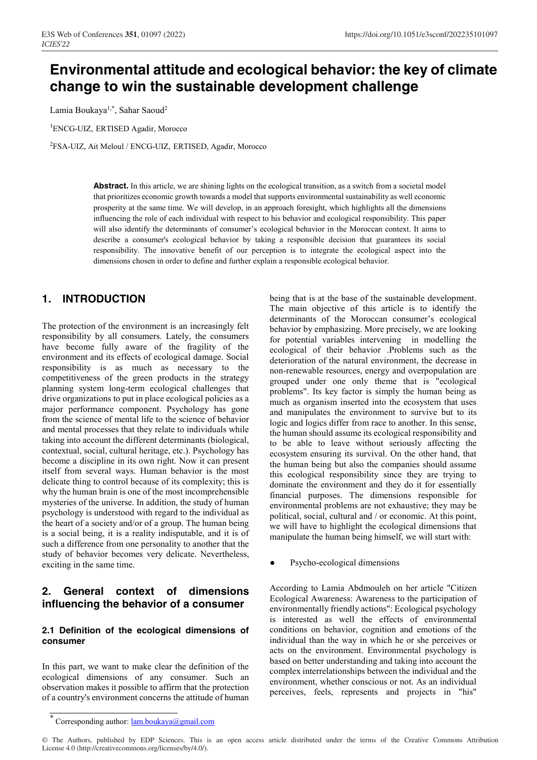# Environmental attitude and ecological behavior: the key of climate change to win the sustainable development challenge

Lamia Boukaya[1,*], Sahar Saoud[2]

[1]ENCG-UIZ, ERTISED Agadir, Morocco

[2]FSA-UIZ, Ait Meloul / ENCG-UIZ, ERTISED, Agadir, Morocco

**Abstract.** In this article, we are shining lights on the ecological transition, as a switch from a societal model that prioritizes economic growth towards a model that supports environmental sustainability as well economic prosperity at the same time. We will develop, in an approach foresight, which highlights all the dimensions influencing the role of each individual with respect to his behavior and ecological responsibility. This paper will also identify the determinants of consumer's ecological behavior in the Moroccan context. It aims to describe a consumer's ecological behavior by taking a responsible decision that guarantees its social responsibility. The innovative benefit of our perception is to integrate the ecological aspect into the dimensions chosen in order to define and further explain a responsible ecological behavior.

## 1. INTRODUCTION

The protection of the environment is an increasingly felt responsibility by all consumers. Lately, the consumers have become fully aware of the fragility of the environment and its effects of ecological damage. Social responsibility is as much as necessary to the competitiveness of the green products in the strategy planning system long-term ecological challenges that drive organizations to put in place ecological policies as a major performance component. Psychology has gone from the science of mental life to the science of behavior and mental processes that they relate to individuals while taking into account the different determinants (biological, contextual, social, cultural heritage, etc.). Psychology has become a discipline in its own right. Now it can present itself from several ways. Human behavior is the most delicate thing to control because of its complexity; this is why the human brain is one of the most incomprehensible mysteries of the universe. In addition, the study of human psychology is understood with regard to the individual as the heart of a society and/or of a group. The human being is a social being, it is a reality indisputable, and it is of such a difference from one personality to another that the study of behavior becomes very delicate. Nevertheless, exciting in the same time.

## 2. General context of dimensions influencing the behavior of a consumer

### 2.1 Definition of the ecological dimensions of consumer

In this part, we want to make clear the definition of the ecological dimensions of any consumer. Such an observation makes it possible to affirm that the protection of a country's environment concerns the attitude of human being that is at the base of the sustainable development. The main objective of this article is to identify the determinants of the Moroccan consumer's ecological behavior by emphasizing. More precisely, we are looking for potential variables intervening in modelling the ecological of their behavior .Problems such as the deterioration of the natural environment, the decrease in non-renewable resources, energy and overpopulation are grouped under one only theme that is "ecological problems". Its key factor is simply the human being as much as organism inserted into the ecosystem that uses and manipulates the environment to survive but to its logic and logics differ from race to another. In this sense, the human should assume its ecological responsibility and to be able to leave without seriously affecting the ecosystem ensuring its survival. On the other hand, that the human being but also the companies should assume this ecological responsibility since they are trying to dominate the environment and they do it for essentially financial purposes. The dimensions responsible for environmental problems are not exhaustive; they may be political, social, cultural and / or economic. At this point, we will have to highlight the ecological dimensions that manipulate the human being himself, we will start with:

- Psycho-ecological dimensions

According to Lamia Abdmouleh on her article "Citizen Ecological Awareness: Awareness to the participation of environmentally friendly actions": Ecological psychology is interested as well the effects of environmental conditions on behavior, cognition and emotions of the individual than the way in which he or she perceives or acts on the environment. Environmental psychology is based on better understanding and taking into account the complex interrelationships between the individual and the environment, whether conscious or not. As an individual perceives, feels, represents and projects in "his"

[*] Corresponding author: lam.boukaya@gmail.com

© The Authors, published by EDP Sciences. This is an open access article distributed under the terms of the Creative Commons Attribution License 4.0 (http://creativecommons.org/licenses/by/4.0/).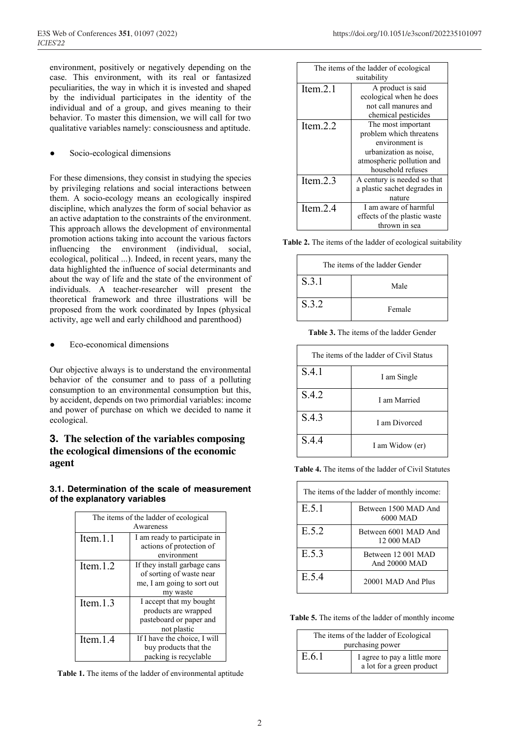environment, positively or negatively depending on the case. This environment, with its real or fantasized peculiarities, the way in which it is invested and shaped by the individual participates in the identity of the individual and of a group, and gives meaning to their behavior. To master this dimension, we will call for two qualitative variables namely: consciousness and aptitude.

- Socio-ecological dimensions

For these dimensions, they consist in studying the species by privileging relations and social interactions between them. A socio-ecology means an ecologically inspired discipline, which analyzes the form of social behavior as an active adaptation to the constraints of the environment. This approach allows the development of environmental promotion actions taking into account the various factors influencing the environment (individual, social, ecological, political ...). Indeed, in recent years, many the data highlighted the influence of social determinants and about the way of life and the state of the environment of individuals. A teacher-researcher will present the theoretical framework and three illustrations will be proposed from the work coordinated by Inpes (physical activity, age well and early childhood and parenthood)

- Eco-economical dimensions

Our objective always is to understand the environmental behavior of the consumer and to pass of a polluting consumption to an environmental consumption but this, by accident, depends on two primordial variables: income and power of purchase on which we decided to name it ecological.

## 3. The selection of the variables composing the ecological dimensions of the economic agent

### 3.1. Determination of the scale of measurement of the explanatory variables

| The items of the ladder of ecological Awareness | |
|---|---|
| Item.1.1 | I am ready to participate in actions of protection of environment |
| Item.1.2 | If they install garbage cans of sorting of waste near me, I am going to sort out my waste |
| Item.1.3 | I accept that my bought products are wrapped pasteboard or paper and not plastic |
| Item.1.4 | If I have the choice, I will buy products that the packing is recyclable |

**Table 1.** The items of the ladder of environmental aptitude

| The items of the ladder of ecological suitability | |
|---|---|
| Item.2.1 | A product is said ecological when he does not call manures and chemical pesticides |
| Item.2.2 | The most important problem which threatens environment is urbanization as noise, atmospheric pollution and household refuses |
| Item.2.3 | A century is needed so that a plastic sachet degrades in nature |
| Item.2.4 | I am aware of harmful effects of the plastic waste thrown in sea |

**Table 2.** The items of the ladder of ecological suitability

| The items of the ladder Gender | |
|---|---|
| S.3.1 | Male |
| S.3.2 | Female |

**Table 3.** The items of the ladder Gender

| The items of the ladder of Civil Status | |
|---|---|
| S.4.1 | I am Single |
| S.4.2 | I am Married |
| S.4.3 | I am Divorced |
| S.4.4 | I am Widow (er) |

**Table 4.** The items of the ladder of Civil Statutes

| The items of the ladder of monthly income: | |
|---|---|
| E.5.1 | Between 1500 MAD And 6000 MAD |
| E.5.2 | Between 6001 MAD And 12 000 MAD |
| E.5.3 | Between 12 001 MAD And 20000 MAD |
| E.5.4 | 20001 MAD And Plus |

**Table 5.** The items of the ladder of monthly income

| The items of the ladder of Ecological purchasing power | |
|---|---|
| E.6.1 | I agree to pay a little more a lot for a green product |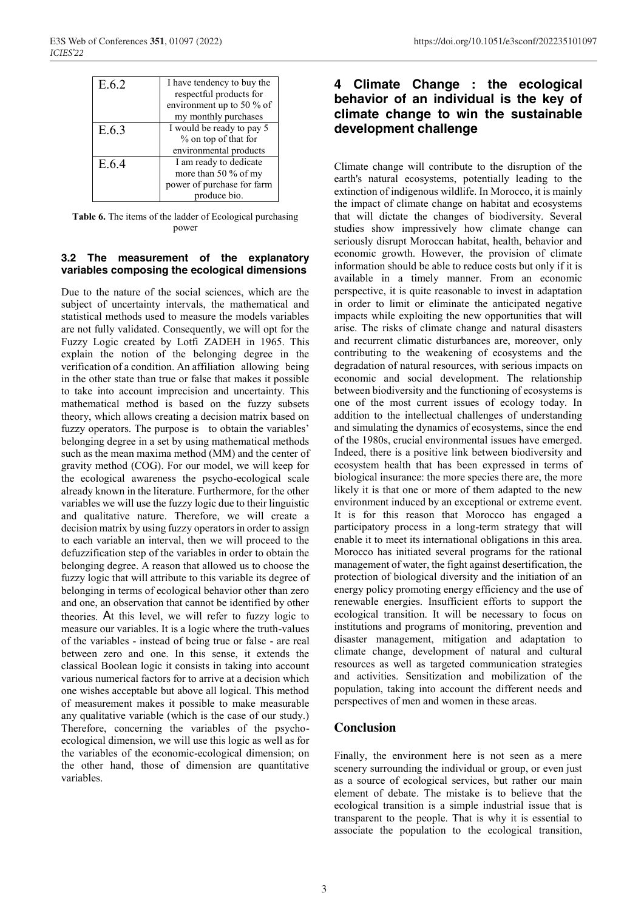| E.6.2 | I have tendency to buy the respectful products for environment up to 50 % of my monthly purchases |
|---|---|
| E.6.3 | I would be ready to pay 5 % on top of that for environmental products |
| E.6.4 | I am ready to dedicate more than 50 % of my power of purchase for farm produce bio. |

**Table 6.** The items of the ladder of Ecological purchasing power

### 3.2 The measurement of the explanatory variables composing the ecological dimensions

Due to the nature of the social sciences, which are the subject of uncertainty intervals, the mathematical and statistical methods used to measure the models variables are not fully validated. Consequently, we will opt for the Fuzzy Logic created by Lotfi ZADEH in 1965. This explain the notion of the belonging degree in the verification of a condition. An affiliation allowing being in the other state than true or false that makes it possible to take into account imprecision and uncertainty. This mathematical method is based on the fuzzy subsets theory, which allows creating a decision matrix based on fuzzy operators. The purpose is to obtain the variables' belonging degree in a set by using mathematical methods such as the mean maxima method (MM) and the center of gravity method (COG). For our model, we will keep for the ecological awareness the psycho-ecological scale already known in the literature. Furthermore, for the other variables we will use the fuzzy logic due to their linguistic and qualitative nature. Therefore, we will create a decision matrix by using fuzzy operators in order to assign to each variable an interval, then we will proceed to the defuzzification step of the variables in order to obtain the belonging degree. A reason that allowed us to choose the fuzzy logic that will attribute to this variable its degree of belonging in terms of ecological behavior other than zero and one, an observation that cannot be identified by other theories. At this level, we will refer to fuzzy logic to measure our variables. It is a logic where the truth-values of the variables - instead of being true or false - are real between zero and one. In this sense, it extends the classical Boolean logic it consists in taking into account various numerical factors for to arrive at a decision which one wishes acceptable but above all logical. This method of measurement makes it possible to make measurable any qualitative variable (which is the case of our study.) Therefore, concerning the variables of the psycho-ecological dimension, we will use this logic as well as for the variables of the economic-ecological dimension; on the other hand, those of dimension are quantitative variables.

## 4 Climate Change : the ecological behavior of an individual is the key of climate change to win the sustainable development challenge

Climate change will contribute to the disruption of the earth's natural ecosystems, potentially leading to the extinction of indigenous wildlife. In Morocco, it is mainly the impact of climate change on habitat and ecosystems that will dictate the changes of biodiversity. Several studies show impressively how climate change can seriously disrupt Moroccan habitat, health, behavior and economic growth. However, the provision of climate information should be able to reduce costs but only if it is available in a timely manner. From an economic perspective, it is quite reasonable to invest in adaptation in order to limit or eliminate the anticipated negative impacts while exploiting the new opportunities that will arise. The risks of climate change and natural disasters and recurrent climatic disturbances are, moreover, only contributing to the weakening of ecosystems and the degradation of natural resources, with serious impacts on economic and social development. The relationship between biodiversity and the functioning of ecosystems is one of the most current issues of ecology today. In addition to the intellectual challenges of understanding and simulating the dynamics of ecosystems, since the end of the 1980s, crucial environmental issues have emerged. Indeed, there is a positive link between biodiversity and ecosystem health that has been expressed in terms of biological insurance: the more species there are, the more likely it is that one or more of them adapted to the new environment induced by an exceptional or extreme event. It is for this reason that Morocco has engaged a participatory process in a long-term strategy that will enable it to meet its international obligations in this area. Morocco has initiated several programs for the rational management of water, the fight against desertification, the protection of biological diversity and the initiation of an energy policy promoting energy efficiency and the use of renewable energies. Insufficient efforts to support the ecological transition. It will be necessary to focus on institutions and programs of monitoring, prevention and disaster management, mitigation and adaptation to climate change, development of natural and cultural resources as well as targeted communication strategies and activities. Sensitization and mobilization of the population, taking into account the different needs and perspectives of men and women in these areas.

## Conclusion

Finally, the environment here is not seen as a mere scenery surrounding the individual or group, or even just as a source of ecological services, but rather our main element of debate. The mistake is to believe that the ecological transition is a simple industrial issue that is transparent to the people. That is why it is essential to associate the population to the ecological transition,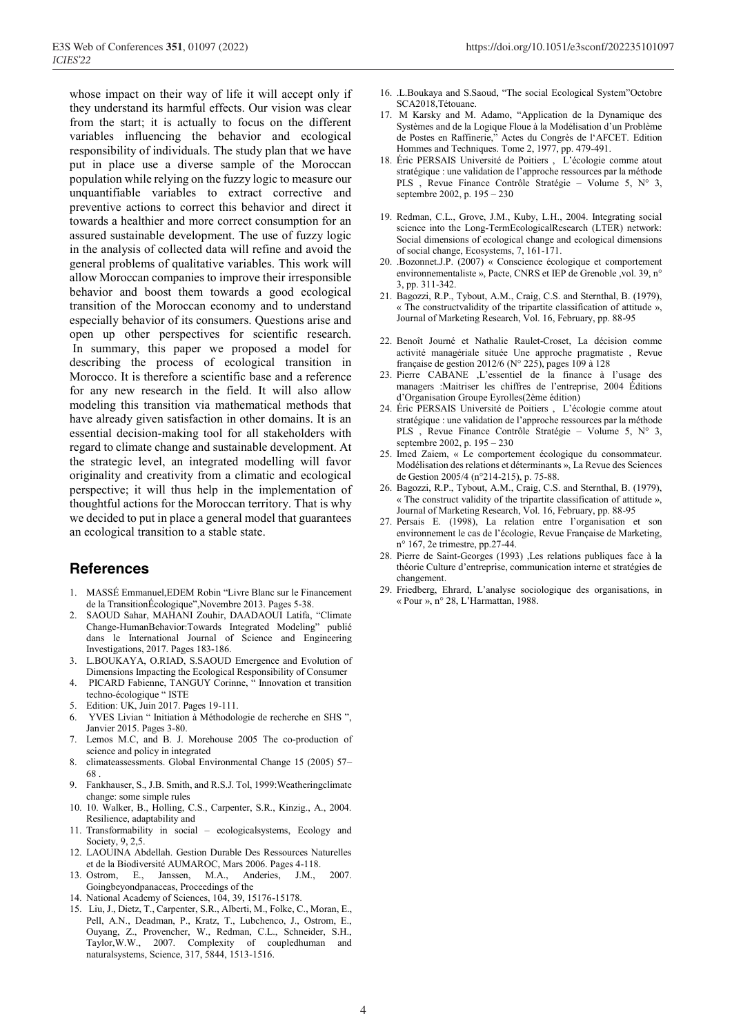whose impact on their way of life it will accept only if they understand its harmful effects. Our vision was clear from the start; it is actually to focus on the different variables influencing the behavior and ecological responsibility of individuals. The study plan that we have put in place use a diverse sample of the Moroccan population while relying on the fuzzy logic to measure our unquantifiable variables to extract corrective and preventive actions to correct this behavior and direct it towards a healthier and more correct consumption for an assured sustainable development. The use of fuzzy logic in the analysis of collected data will refine and avoid the general problems of qualitative variables. This work will allow Moroccan companies to improve their irresponsible behavior and boost them towards a good ecological transition of the Moroccan economy and to understand especially behavior of its consumers. Questions arise and open up other perspectives for scientific research. In summary, this paper we proposed a model for describing the process of ecological transition in Morocco. It is therefore a scientific base and a reference for any new research in the field. It will also allow modeling this transition via mathematical methods that have already given satisfaction in other domains. It is an essential decision-making tool for all stakeholders with regard to climate change and sustainable development. At the strategic level, an integrated modelling will favor originality and creativity from a climatic and ecological perspective; it will thus help in the implementation of thoughtful actions for the Moroccan territory. That is why we decided to put in place a general model that guarantees an ecological transition to a stable state.

## References

1. MASSÉ Emmanuel,EDEM Robin "Livre Blanc sur le Financement de la TransitionÉcologique",Novembre 2013. Pages 5-38.
2. SAOUD Sahar, MAHANI Zouhir, DAADAOUI Latifa, "Climate Change-HumanBehavior:Towards Integrated Modeling" publié dans le International Journal of Science and Engineering Investigations, 2017. Pages 183-186.
3. L.BOUKAYA, O.RIAD, S.SAOUD Emergence and Evolution of Dimensions Impacting the Ecological Responsibility of Consumer
4. PICARD Fabienne, TANGUY Corinne, " Innovation et transition techno-écologique " ISTE
5. Edition: UK, Juin 2017. Pages 19-111.
6. YVES Livian " Initiation à Méthodologie de recherche en SHS ", Janvier 2015. Pages 3-80.
7. Lemos M.C, and B. J. Morehouse 2005 The co-production of science and policy in integrated
8. climateassessments. Global Environmental Change 15 (2005) 57–68 .
9. Fankhauser, S., J.B. Smith, and R.S.J. Tol, 1999:Weatheringclimate change: some simple rules
10. 10. Walker, B., Holling, C.S., Carpenter, S.R., Kinzig., A., 2004. Resilience, adaptability and
11. Transformability in social – ecologicalsystems, Ecology and Society, 9, 2,5.
12. LAOUINA Abdellah. Gestion Durable Des Ressources Naturelles et de la Biodiversité AUMAROC, Mars 2006. Pages 4-118.
13. Ostrom, E., Janssen, M.A., Anderies, J.M., 2007. Goingbeyondpanaceas, Proceedings of the
14. National Academy of Sciences, 104, 39, 15176-15178.
15. Liu, J., Dietz, T., Carpenter, S.R., Alberti, M., Folke, C., Moran, E., Pell, A.N., Deadman, P., Kratz, T., Lubchenco, J., Ostrom, E., Ouyang, Z., Provencher, W., Redman, C.L., Schneider, S.H., Taylor,W.W., 2007. Complexity of coupledhuman and naturalsystems, Science, 317, 5844, 1513-1516.
16. .L.Boukaya and S.Saoud, "The social Ecological System"Octobre SCA2018,Tétouane.
17. M Karsky and M. Adamo, "Application de la Dynamique des Systèmes and de la Logique Floue à la Modélisation d'un Problème de Postes en Raffinerie," Actes du Congrès de l'AFCET. Edition Hommes and Techniques. Tome 2, 1977, pp. 479-491.
18. Éric PERSAIS Université de Poitiers , L'écologie comme atout stratégique : une validation de l'approche ressources par la méthode PLS , Revue Finance Contrôle Stratégie – Volume 5, N° 3, septembre 2002, p. 195 – 230
19. Redman, C.L., Grove, J.M., Kuby, L.H., 2004. Integrating social science into the Long-TermEcologicalResearch (LTER) network: Social dimensions of ecological change and ecological dimensions of social change, Ecosystems, 7, 161-171.
20. .Bozonnet.J.P. (2007) « Conscience écologique et comportement environnementaliste », Pacte, CNRS et IEP de Grenoble ,vol. 39, n° 3, pp. 311-342.
21. Bagozzi, R.P., Tybout, A.M., Craig, C.S. and Sternthal, B. (1979), « The constructvalidity of the tripartite classification of attitude », Journal of Marketing Research, Vol. 16, February, pp. 88-95
22. Benoît Journé et Nathalie Raulet-Croset, La décision comme activité managériale située Une approche pragmatiste , Revue française de gestion 2012/6 (N° 225), pages 109 à 128
23. Pierre CABANE ,L'essentiel de la finance à l'usage des managers :Maitriser les chiffres de l'entreprise, 2004 Éditions d'Organisation Groupe Eyrolles(2ème édition)
24. Éric PERSAIS Université de Poitiers , L'écologie comme atout stratégique : une validation de l'approche ressources par la méthode PLS , Revue Finance Contrôle Stratégie – Volume 5, N° 3, septembre 2002, p. 195 – 230
25. Imed Zaiem, « Le comportement écologique du consommateur. Modélisation des relations et déterminants », La Revue des Sciences de Gestion 2005/4 (n°214-215), p. 75-88.
26. Bagozzi, R.P., Tybout, A.M., Craig, C.S. and Sternthal, B. (1979), « The construct validity of the tripartite classification of attitude », Journal of Marketing Research, Vol. 16, February, pp. 88-95
27. Persais E. (1998), La relation entre l'organisation et son environnement le cas de l'écologie, Revue Française de Marketing, n° 167, 2e trimestre, pp.27-44.
28. Pierre de Saint-Georges (1993) ,Les relations publiques face à la théorie Culture d'entreprise, communication interne et stratégies de changement.
29. Friedberg, Ehrard, L'analyse sociologique des organisations, in « Pour », n° 28, L'Harmattan, 1988.